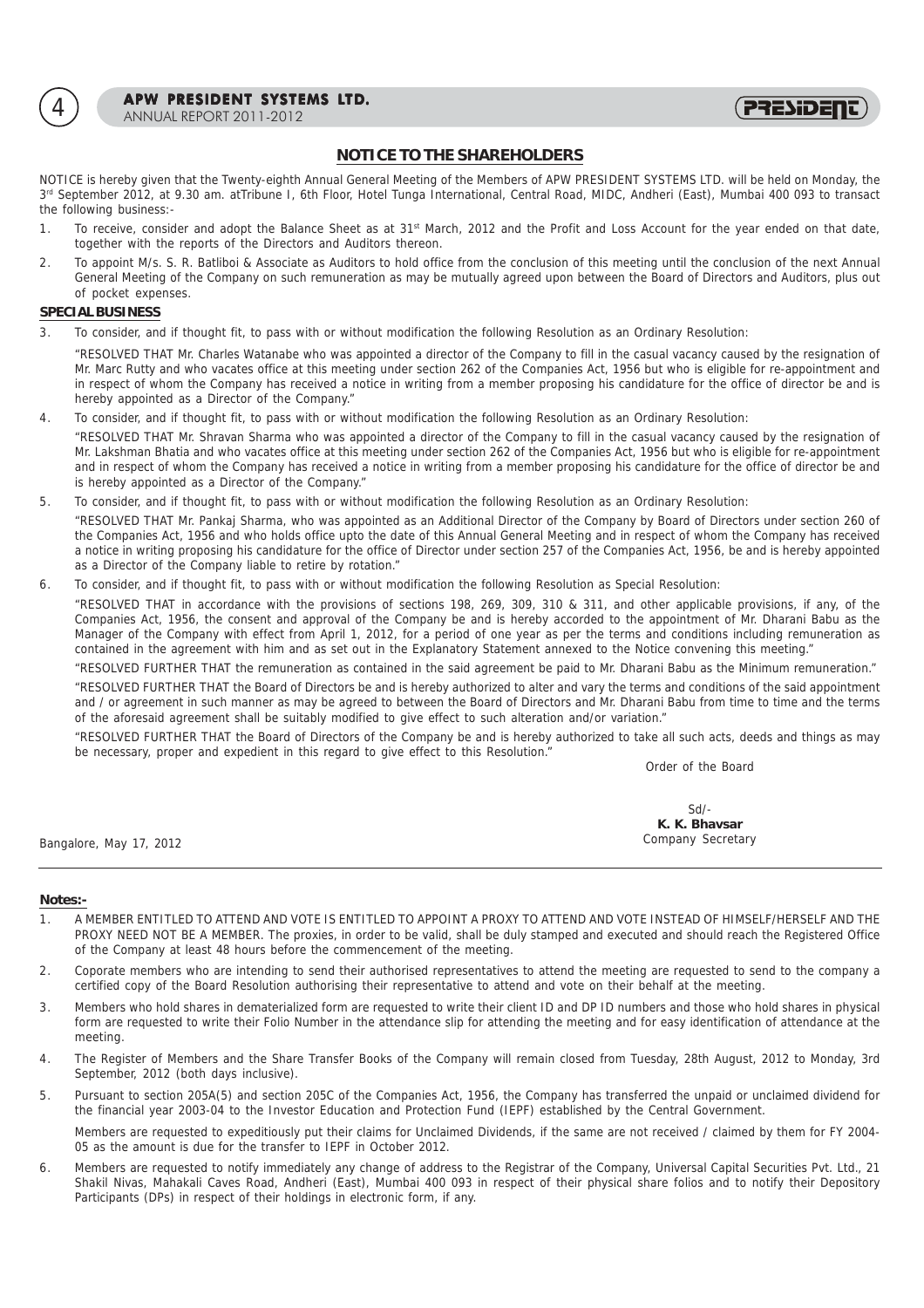## NOTICE TO THE SHAREHOLDERS

NOTICE is hereby given that the Twenty-eighth Annual General Meeting of the Members of APW PRESIDENT SYSTEMS LTD. will be held on Monday, the 3rd September 2012, at 9.30 am. atTribune I, 6th Floor, Hotel Tunga International, Central Road, MIDC, Andheri (East), Mumbai 400 093 to transact the following business:-

1. To receive, consider and adopt the Balance Sheet as at 31st March, 2012 and the Profit and Loss Account for the year ended on that date, together with the reports of the Directors and Auditors thereon.
2. To appoint M/s. S. R. Batliboi & Associate as Auditors to hold office from the conclusion of this meeting until the conclusion of the next Annual General Meeting of the Company on such remuneration as may be mutually agreed upon between the Board of Directors and Auditors, plus out of pocket expenses.

**SPECIAL BUSINESS**

3. To consider, and if thought fit, to pass with or without modification the following Resolution as an Ordinary Resolution:

   "RESOLVED THAT Mr. Charles Watanabe who was appointed a director of the Company to fill in the casual vacancy caused by the resignation of Mr. Marc Rutty and who vacates office at this meeting under section 262 of the Companies Act, 1956 but who is eligible for re-appointment and in respect of whom the Company has received a notice in writing from a member proposing his candidature for the office of director be and is hereby appointed as a Director of the Company."

4. To consider, and if thought fit, to pass with or without modification the following Resolution as an Ordinary Resolution:

   "RESOLVED THAT Mr. Shravan Sharma who was appointed a director of the Company to fill in the casual vacancy caused by the resignation of Mr. Lakshman Bhatia and who vacates office at this meeting under section 262 of the Companies Act, 1956 but who is eligible for re-appointment and in respect of whom the Company has received a notice in writing from a member proposing his candidature for the office of director be and is hereby appointed as a Director of the Company."

5. To consider, and if thought fit, to pass with or without modification the following Resolution as an Ordinary Resolution:

   "RESOLVED THAT Mr. Pankaj Sharma, who was appointed as an Additional Director of the Company by Board of Directors under section 260 of the Companies Act, 1956 and who holds office upto the date of this Annual General Meeting and in respect of whom the Company has received a notice in writing proposing his candidature for the office of Director under section 257 of the Companies Act, 1956, be and is hereby appointed as a Director of the Company liable to retire by rotation."

6. To consider, and if thought fit, to pass with or without modification the following Resolution as Special Resolution:

   "RESOLVED THAT in accordance with the provisions of sections 198, 269, 309, 310 & 311, and other applicable provisions, if any, of the Companies Act, 1956, the consent and approval of the Company be and is hereby accorded to the appointment of Mr. Dharani Babu as the Manager of the Company with effect from April 1, 2012, for a period of one year as per the terms and conditions including remuneration as contained in the agreement with him and as set out in the Explanatory Statement annexed to the Notice convening this meeting."

   "RESOLVED FURTHER THAT the remuneration as contained in the said agreement be paid to Mr. Dharani Babu as the Minimum remuneration."

   "RESOLVED FURTHER THAT the Board of Directors be and is hereby authorized to alter and vary the terms and conditions of the said appointment and / or agreement in such manner as may be agreed to between the Board of Directors and Mr. Dharani Babu from time to time and the terms of the aforesaid agreement shall be suitably modified to give effect to such alteration and/or variation."

   "RESOLVED FURTHER THAT the Board of Directors of the Company be and is hereby authorized to take all such acts, deeds and things as may be necessary, proper and expedient in this regard to give effect to this Resolution."

Order of the Board

Sd/-
**K. K. Bhavsar**
Company Secretary

Bangalore, May 17, 2012

**Notes:-**

1. A MEMBER ENTITLED TO ATTEND AND VOTE IS ENTITLED TO APPOINT A PROXY TO ATTEND AND VOTE INSTEAD OF HIMSELF/HERSELF AND THE PROXY NEED NOT BE A MEMBER. The proxies, in order to be valid, shall be duly stamped and executed and should reach the Registered Office of the Company at least 48 hours before the commencement of the meeting.
2. Coporate members who are intending to send their authorised representatives to attend the meeting are requested to send to the company a certified copy of the Board Resolution authorising their representative to attend and vote on their behalf at the meeting.
3. Members who hold shares in dematerialized form are requested to write their client ID and DP ID numbers and those who hold shares in physical form are requested to write their Folio Number in the attendance slip for attending the meeting and for easy identification of attendance at the meeting.
4. The Register of Members and the Share Transfer Books of the Company will remain closed from Tuesday, 28th August, 2012 to Monday, 3rd September, 2012 (both days inclusive).
5. Pursuant to section 205A(5) and section 205C of the Companies Act, 1956, the Company has transferred the unpaid or unclaimed dividend for the financial year 2003-04 to the Investor Education and Protection Fund (IEPF) established by the Central Government.

   Members are requested to expeditiously put their claims for Unclaimed Dividends, if the same are not received / claimed by them for FY 2004-05 as the amount is due for the transfer to IEPF in October 2012.

6. Members are requested to notify immediately any change of address to the Registrar of the Company, Universal Capital Securities Pvt. Ltd., 21 Shakil Nivas, Mahakali Caves Road, Andheri (East), Mumbai 400 093 in respect of their physical share folios and to notify their Depository Participants (DPs) in respect of their holdings in electronic form, if any.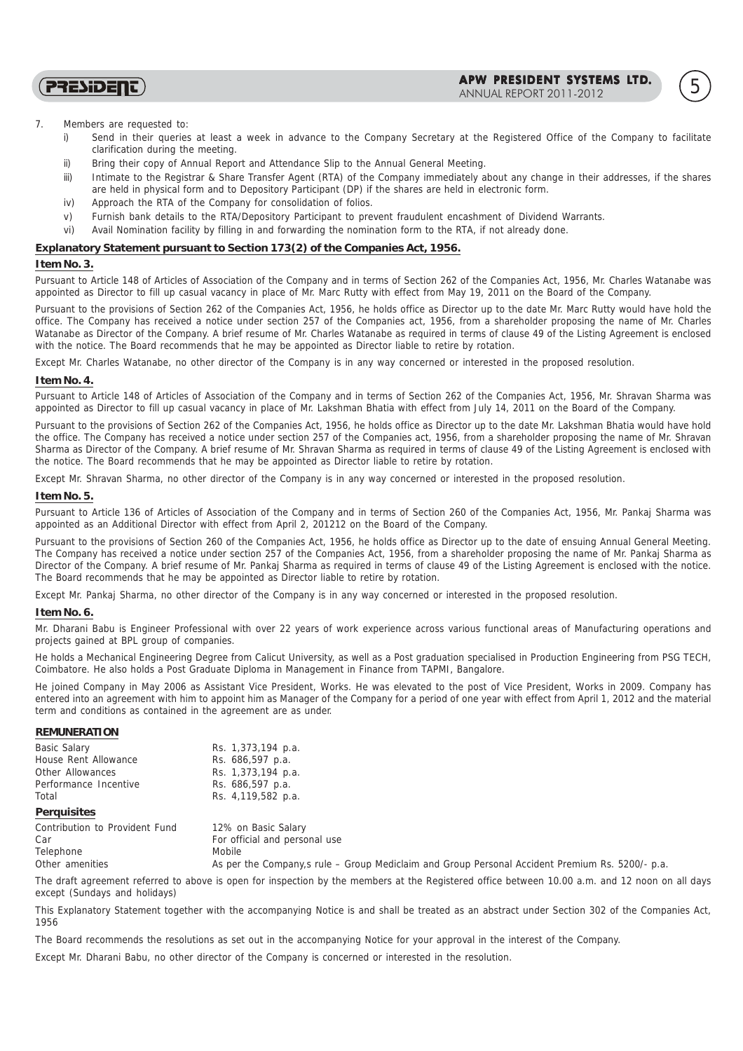7. Members are requested to:
   i) Send in their queries at least a week in advance to the Company Secretary at the Registered Office of the Company to facilitate clarification during the meeting.
   ii) Bring their copy of Annual Report and Attendance Slip to the Annual General Meeting.
   iii) Intimate to the Registrar & Share Transfer Agent (RTA) of the Company immediately about any change in their addresses, if the shares are held in physical form and to Depository Participant (DP) if the shares are held in electronic form.
   iv) Approach the RTA of the Company for consolidation of folios.
   v) Furnish bank details to the RTA/Depository Participant to prevent fraudulent encashment of Dividend Warrants.
   vi) Avail Nomination facility by filling in and forwarding the nomination form to the RTA, if not already done.

**Explanatory Statement pursuant to Section 173(2) of the Companies Act, 1956.**

**Item No. 3.**

Pursuant to Article 148 of Articles of Association of the Company and in terms of Section 262 of the Companies Act, 1956, Mr. Charles Watanabe was appointed as Director to fill up casual vacancy in place of Mr. Marc Rutty with effect from May 19, 2011 on the Board of the Company.

Pursuant to the provisions of Section 262 of the Companies Act, 1956, he holds office as Director up to the date Mr. Marc Rutty would have hold the office. The Company has received a notice under section 257 of the Companies act, 1956, from a shareholder proposing the name of Mr. Charles Watanabe as Director of the Company. A brief resume of Mr. Charles Watanabe as required in terms of clause 49 of the Listing Agreement is enclosed with the notice. The Board recommends that he may be appointed as Director liable to retire by rotation.

Except Mr. Charles Watanabe, no other director of the Company is in any way concerned or interested in the proposed resolution.

**Item No. 4.**

Pursuant to Article 148 of Articles of Association of the Company and in terms of Section 262 of the Companies Act, 1956, Mr. Shravan Sharma was appointed as Director to fill up casual vacancy in place of Mr. Lakshman Bhatia with effect from July 14, 2011 on the Board of the Company.

Pursuant to the provisions of Section 262 of the Companies Act, 1956, he holds office as Director up to the date Mr. Lakshman Bhatia would have hold the office. The Company has received a notice under section 257 of the Companies act, 1956, from a shareholder proposing the name of Mr. Shravan Sharma as Director of the Company. A brief resume of Mr. Shravan Sharma as required in terms of clause 49 of the Listing Agreement is enclosed with the notice. The Board recommends that he may be appointed as Director liable to retire by rotation.

Except Mr. Shravan Sharma, no other director of the Company is in any way concerned or interested in the proposed resolution.

**Item No. 5.**

Pursuant to Article 136 of Articles of Association of the Company and in terms of Section 260 of the Companies Act, 1956, Mr. Pankaj Sharma was appointed as an Additional Director with effect from April 2, 201212 on the Board of the Company.

Pursuant to the provisions of Section 260 of the Companies Act, 1956, he holds office as Director up to the date of ensuing Annual General Meeting. The Company has received a notice under section 257 of the Companies Act, 1956, from a shareholder proposing the name of Mr. Pankaj Sharma as Director of the Company. A brief resume of Mr. Pankaj Sharma as required in terms of clause 49 of the Listing Agreement is enclosed with the notice. The Board recommends that he may be appointed as Director liable to retire by rotation.

Except Mr. Pankaj Sharma, no other director of the Company is in any way concerned or interested in the proposed resolution.

**Item No. 6.**

Mr. Dharani Babu is Engineer Professional with over 22 years of work experience across various functional areas of Manufacturing operations and projects gained at BPL group of companies.

He holds a Mechanical Engineering Degree from Calicut University, as well as a Post graduation specialised in Production Engineering from PSG TECH, Coimbatore. He also holds a Post Graduate Diploma in Management in Finance from TAPMI, Bangalore.

He joined Company in May 2006 as Assistant Vice President, Works. He was elevated to the post of Vice President, Works in 2009. Company has entered into an agreement with him to appoint him as Manager of the Company for a period of one year with effect from April 1, 2012 and the material term and conditions as contained in the agreement are as under.

**REMUNERATION**

| | |
|---|---|
| Basic Salary | Rs. 1,373,194 p.a. |
| House Rent Allowance | Rs. 686,597 p.a. |
| Other Allowances | Rs. 1,373,194 p.a. |
| Performance Incentive | Rs. 686,597 p.a. |
| Total | Rs. 4,119,582 p.a. |

**Perquisites**

| | |
|---|---|
| Contribution to Provident Fund | 12% on Basic Salary |
| Car | For official and personal use |
| Telephone | Mobile |
| Other amenities | As per the Company,s rule – Group Mediclaim and Group Personal Accident Premium Rs. 5200/- p.a. |

The draft agreement referred to above is open for inspection by the members at the Registered office between 10.00 a.m. and 12 noon on all days except (Sundays and holidays)

This Explanatory Statement together with the accompanying Notice is and shall be treated as an abstract under Section 302 of the Companies Act, 1956

The Board recommends the resolutions as set out in the accompanying Notice for your approval in the interest of the Company.

Except Mr. Dharani Babu, no other director of the Company is concerned or interested in the resolution.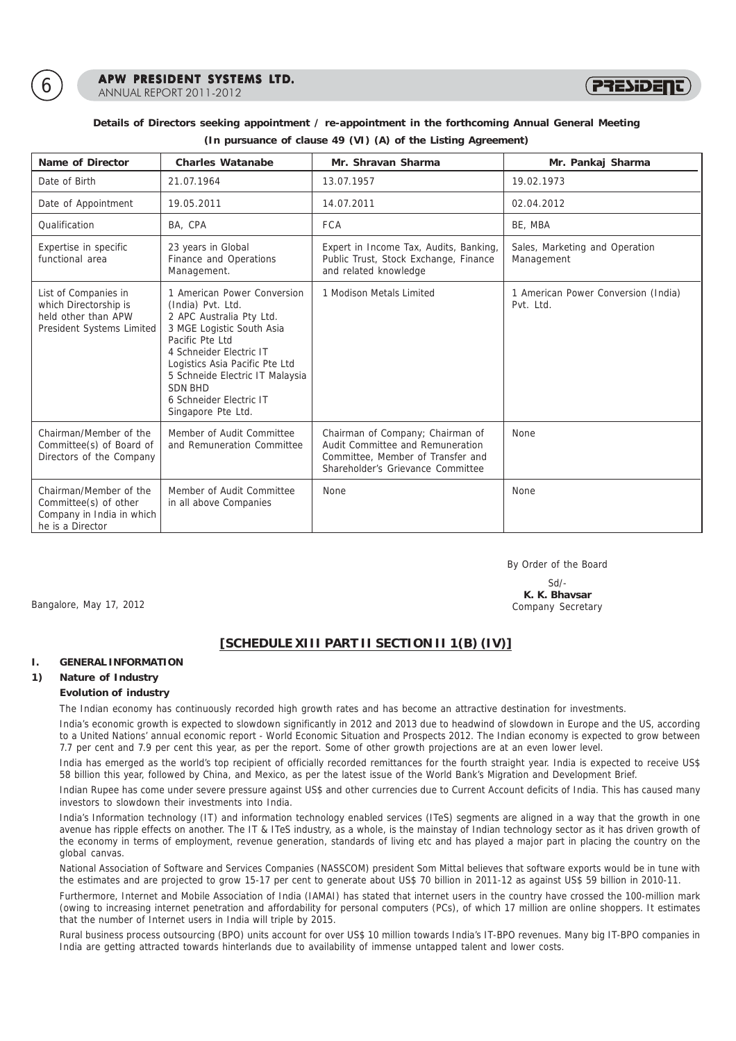**Details of Directors seeking appointment / re-appointment in the forthcoming Annual General Meeting**

**(In pursuance of clause 49 (VI) (A) of the Listing Agreement)**

| Name of Director | Charles Watanabe | Mr. Shravan Sharma | Mr. Pankaj Sharma |
|---|---|---|---|
| Date of Birth | 21.07.1964 | 13.07.1957 | 19.02.1973 |
| Date of Appointment | 19.05.2011 | 14.07.2011 | 02.04.2012 |
| Qualification | BA, CPA | FCA | BE, MBA |
| Expertise in specific functional area | 23 years in Global Finance and Operations Management. | Expert in Income Tax, Audits, Banking, Public Trust, Stock Exchange, Finance and related knowledge | Sales, Marketing and Operation Management |
| List of Companies in which Directorship is held other than APW President Systems Limited | 1 American Power Conversion (India) Pvt. Ltd.<br>2 APC Australia Pty Ltd.<br>3 MGE Logistic South Asia Pacific Pte Ltd<br>4 Schneider Electric IT Logistics Asia Pacific Pte Ltd<br>5 Schneide Electric IT Malaysia SDN BHD<br>6 Schneider Electric IT Singapore Pte Ltd. | 1 Modison Metals Limited | 1 American Power Conversion (India) Pvt. Ltd. |
| Chairman/Member of the Committee(s) of Board of Directors of the Company | Member of Audit Committee and Remuneration Committee | Chairman of Company; Chairman of Audit Committee and Remuneration Committee, Member of Transfer and Shareholder's Grievance Committee | None |
| Chairman/Member of the Committee(s) of other Company in India in which he is a Director | Member of Audit Committee in all above Companies | None | None |

By Order of the Board

Sd/-
**K. K. Bhavsar**
Company Secretary

Bangalore, May 17, 2012

## [SCHEDULE XIII PART II SECTION II 1(B) (IV)]

**I. GENERAL INFORMATION**

**1) Nature of Industry**

**Evolution of industry**

The Indian economy has continuously recorded high growth rates and has become an attractive destination for investments.

India's economic growth is expected to slowdown significantly in 2012 and 2013 due to headwind of slowdown in Europe and the US, according to a United Nations' annual economic report - World Economic Situation and Prospects 2012. The Indian economy is expected to grow between 7.7 per cent and 7.9 per cent this year, as per the report. Some of other growth projections are at an even lower level.

India has emerged as the world's top recipient of officially recorded remittances for the fourth straight year. India is expected to receive US$ 58 billion this year, followed by China, and Mexico, as per the latest issue of the World Bank's Migration and Development Brief.

Indian Rupee has come under severe pressure against US$ and other currencies due to Current Account deficits of India. This has caused many investors to slowdown their investments into India.

India's Information technology (IT) and information technology enabled services (ITeS) segments are aligned in a way that the growth in one avenue has ripple effects on another. The IT & ITeS industry, as a whole, is the mainstay of Indian technology sector as it has driven growth of the economy in terms of employment, revenue generation, standards of living etc and has played a major part in placing the country on the global canvas.

National Association of Software and Services Companies (NASSCOM) president Som Mittal believes that software exports would be in tune with the estimates and are projected to grow 15-17 per cent to generate about US$ 70 billion in 2011-12 as against US$ 59 billion in 2010-11.

Furthermore, Internet and Mobile Association of India (IAMAI) has stated that internet users in the country have crossed the 100-million mark (owing to increasing internet penetration and affordability for personal computers (PCs), of which 17 million are online shoppers. It estimates that the number of Internet users in India will triple by 2015.

Rural business process outsourcing (BPO) units account for over US$ 10 million towards India's IT-BPO revenues. Many big IT-BPO companies in India are getting attracted towards hinterlands due to availability of immense untapped talent and lower costs.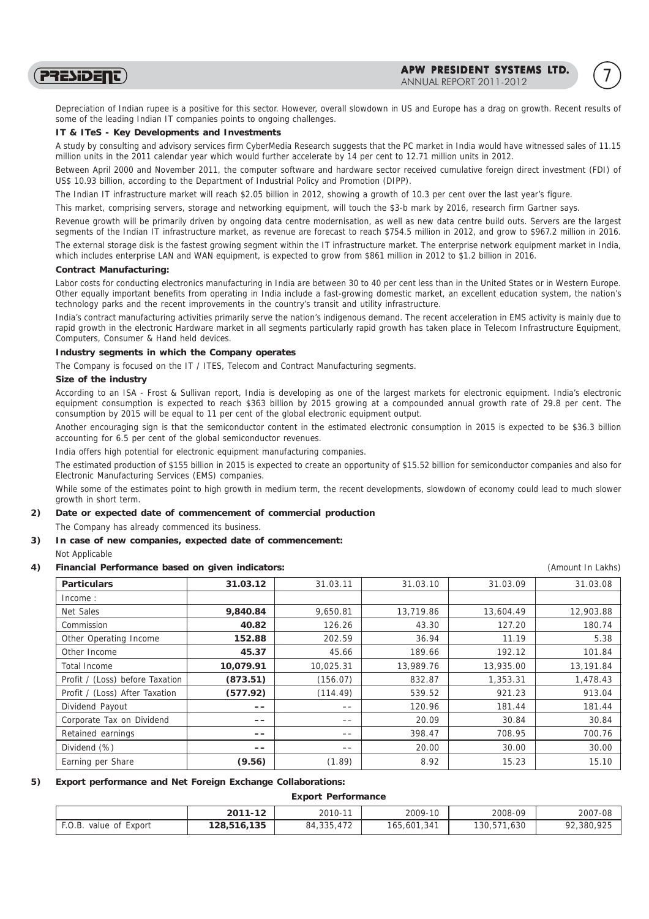Depreciation of Indian rupee is a positive for this sector. However, overall slowdown in US and Europe has a drag on growth. Recent results of some of the leading Indian IT companies points to ongoing challenges.

**IT & ITeS - Key Developments and Investments**

A study by consulting and advisory services firm CyberMedia Research suggests that the PC market in India would have witnessed sales of 11.15 million units in the 2011 calendar year which would further accelerate by 14 per cent to 12.71 million units in 2012.

Between April 2000 and November 2011, the computer software and hardware sector received cumulative foreign direct investment (FDI) of US$ 10.93 billion, according to the Department of Industrial Policy and Promotion (DIPP).

The Indian IT infrastructure market will reach $2.05 billion in 2012, showing a growth of 10.3 per cent over the last year's figure.

This market, comprising servers, storage and networking equipment, will touch the $3-b mark by 2016, research firm Gartner says.

Revenue growth will be primarily driven by ongoing data centre modernisation, as well as new data centre build outs. Servers are the largest segments of the Indian IT infrastructure market, as revenue are forecast to reach $754.5 million in 2012, and grow to $967.2 million in 2016.

The external storage disk is the fastest growing segment within the IT infrastructure market. The enterprise network equipment market in India, which includes enterprise LAN and WAN equipment, is expected to grow from $861 million in 2012 to $1.2 billion in 2016.

**Contract Manufacturing:**

Labor costs for conducting electronics manufacturing in India are between 30 to 40 per cent less than in the United States or in Western Europe. Other equally important benefits from operating in India include a fast-growing domestic market, an excellent education system, the nation's technology parks and the recent improvements in the country's transit and utility infrastructure.

India's contract manufacturing activities primarily serve the nation's indigenous demand. The recent acceleration in EMS activity is mainly due to rapid growth in the electronic Hardware market in all segments particularly rapid growth has taken place in Telecom Infrastructure Equipment, Computers, Consumer & Hand held devices.

**Industry segments in which the Company operates**

The Company is focused on the IT / ITES, Telecom and Contract Manufacturing segments.

**Size of the industry**

According to an ISA - Frost & Sullivan report, India is developing as one of the largest markets for electronic equipment. India's electronic equipment consumption is expected to reach $363 billion by 2015 growing at a compounded annual growth rate of 29.8 per cent. The consumption by 2015 will be equal to 11 per cent of the global electronic equipment output.

Another encouraging sign is that the semiconductor content in the estimated electronic consumption in 2015 is expected to be $36.3 billion accounting for 6.5 per cent of the global semiconductor revenues.

India offers high potential for electronic equipment manufacturing companies.

The estimated production of $155 billion in 2015 is expected to create an opportunity of $15.52 billion for semiconductor companies and also for Electronic Manufacturing Services (EMS) companies.

While some of the estimates point to high growth in medium term, the recent developments, slowdown of economy could lead to much slower growth in short term.

**2) Date or expected date of commencement of commercial production**

The Company has already commenced its business.

**3) In case of new companies, expected date of commencement:**

Not Applicable

**4) Financial Performance based on given indicators:** (Amount In Lakhs)

| Particulars | 31.03.12 | 31.03.11 | 31.03.10 | 31.03.09 | 31.03.08 |
|---|---|---|---|---|---|
| Income : | | | | | |
| Net Sales | **9,840.84** | 9,650.81 | 13,719.86 | 13,604.49 | 12,903.88 |
| Commission | **40.82** | 126.26 | 43.30 | 127.20 | 180.74 |
| Other Operating Income | **152.88** | 202.59 | 36.94 | 11.19 | 5.38 |
| Other Income | **45.37** | 45.66 | 189.66 | 192.12 | 101.84 |
| Total Income | **10,079.91** | 10,025.31 | 13,989.76 | 13,935.00 | 13,191.84 |
| Profit / (Loss) before Taxation | **(873.51)** | (156.07) | 832.87 | 1,353.31 | 1,478.43 |
| Profit / (Loss) After Taxation | **(577.92)** | (114.49) | 539.52 | 921.23 | 913.04 |
| Dividend Payout | **--** | -- | 120.96 | 181.44 | 181.44 |
| Corporate Tax on Dividend | **--** | -- | 20.09 | 30.84 | 30.84 |
| Retained earnings | **--** | -- | 398.47 | 708.95 | 700.76 |
| Dividend (%) | **--** | -- | 20.00 | 30.00 | 30.00 |
| Earning per Share | **(9.56)** | (1.89) | 8.92 | 15.23 | 15.10 |

**5) Export performance and Net Foreign Exchange Collaborations:**

**Export Performance**

| | 2011-12 | 2010-11 | 2009-10 | 2008-09 | 2007-08 |
|---|---|---|---|---|---|
| F.O.B. value of Export | **128,516,135** | 84,335,472 | 165,601,341 | 130,571,630 | 92,380,925 |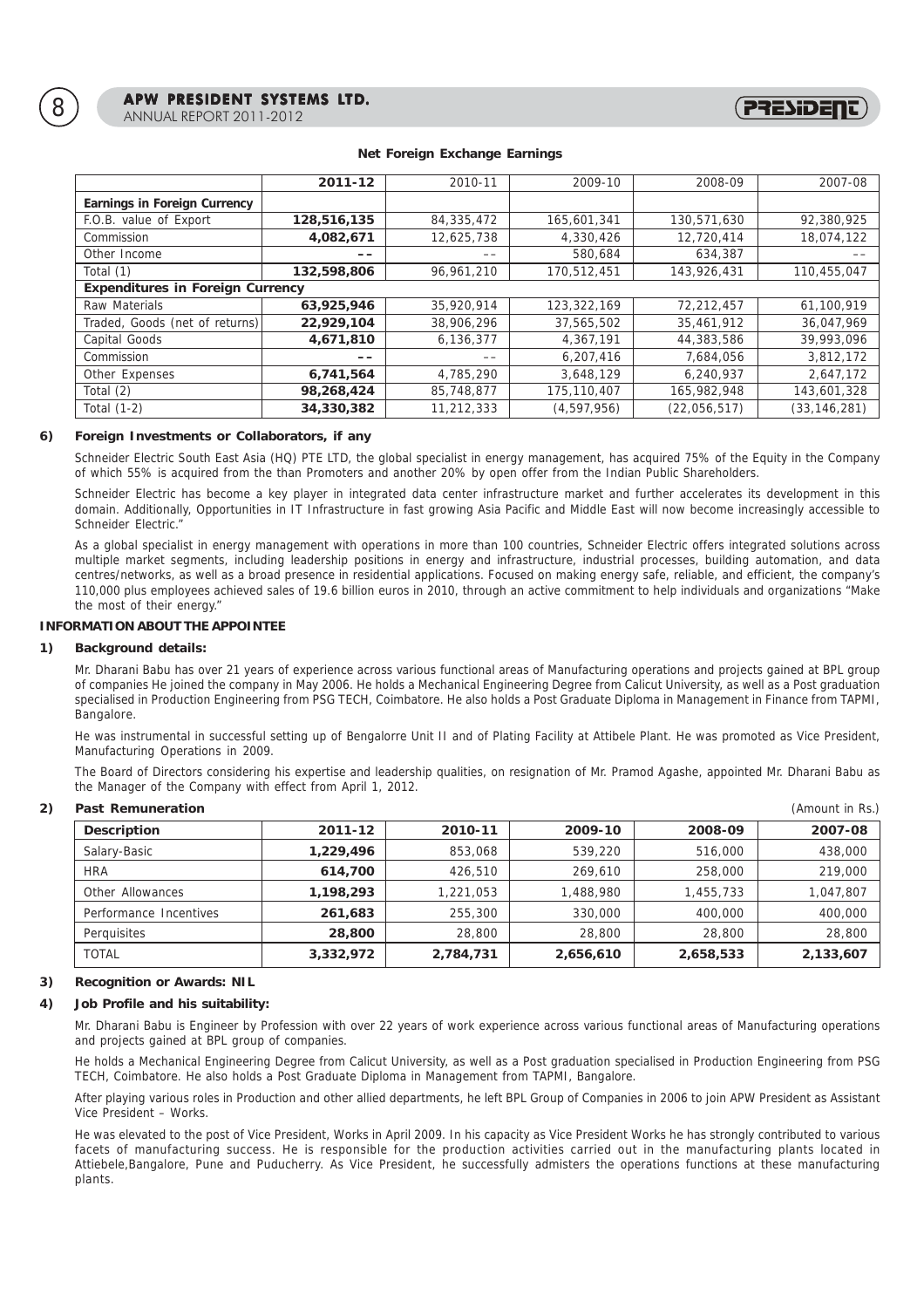**Net Foreign Exchange Earnings**

| | **2011-12** | 2010-11 | 2009-10 | 2008-09 | 2007-08 |
|---|---|---|---|---|---|
| **Earnings in Foreign Currency** | | | | | |
| F.O.B. value of Export | **128,516,135** | 84,335,472 | 165,601,341 | 130,571,630 | 92,380,925 |
| Commission | **4,082,671** | 12,625,738 | 4,330,426 | 12,720,414 | 18,074,122 |
| Other Income | **--** | -- | 580,684 | 634,387 | -- |
| Total (1) | **132,598,806** | 96,961,210 | 170,512,451 | 143,926,431 | 110,455,047 |
| **Expenditures in Foreign Currency** | | | | | |
| Raw Materials | **63,925,946** | 35,920,914 | 123,322,169 | 72,212,457 | 61,100,919 |
| Traded, Goods (net of returns) | **22,929,104** | 38,906,296 | 37,565,502 | 35,461,912 | 36,047,969 |
| Capital Goods | **4,671,810** | 6,136,377 | 4,367,191 | 44,383,586 | 39,993,096 |
| Commission | **--** | -- | 6,207,416 | 7,684,056 | 3,812,172 |
| Other Expenses | **6,741,564** | 4,785,290 | 3,648,129 | 6,240,937 | 2,647,172 |
| Total (2) | **98,268,424** | 85,748,877 | 175,110,407 | 165,982,948 | 143,601,328 |
| Total (1-2) | **34,330,382** | 11,212,333 | (4,597,956) | (22,056,517) | (33,146,281) |

**6) Foreign Investments or Collaborators, if any**

Schneider Electric South East Asia (HQ) PTE LTD, the global specialist in energy management, has acquired 75% of the Equity in the Company of which 55% is acquired from the than Promoters and another 20% by open offer from the Indian Public Shareholders.

Schneider Electric has become a key player in integrated data center infrastructure market and further accelerates its development in this domain. Additionally, Opportunities in IT Infrastructure in fast growing Asia Pacific and Middle East will now become increasingly accessible to Schneider Electric."

As a global specialist in energy management with operations in more than 100 countries, Schneider Electric offers integrated solutions across multiple market segments, including leadership positions in energy and infrastructure, industrial processes, building automation, and data centres/networks, as well as a broad presence in residential applications. Focused on making energy safe, reliable, and efficient, the company's 110,000 plus employees achieved sales of 19.6 billion euros in 2010, through an active commitment to help individuals and organizations "Make the most of their energy."

**INFORMATION ABOUT THE APPOINTEE**

**1) Background details:**

Mr. Dharani Babu has over 21 years of experience across various functional areas of Manufacturing operations and projects gained at BPL group of companies He joined the company in May 2006. He holds a Mechanical Engineering Degree from Calicut University, as well as a Post graduation specialised in Production Engineering from PSG TECH, Coimbatore. He also holds a Post Graduate Diploma in Management in Finance from TAPMI, Bangalore.

He was instrumental in successful setting up of Bengalorre Unit II and of Plating Facility at Attibele Plant. He was promoted as Vice President, Manufacturing Operations in 2009.

The Board of Directors considering his expertise and leadership qualities, on resignation of Mr. Pramod Agashe, appointed Mr. Dharani Babu as the Manager of the Company with effect from April 1, 2012.

**2) Past Remuneration** (Amount in Rs.)

| **Description** | **2011-12** | **2010-11** | **2009-10** | **2008-09** | **2007-08** |
|---|---|---|---|---|---|
| Salary-Basic | **1,229,496** | 853,068 | 539,220 | 516,000 | 438,000 |
| HRA | **614,700** | 426,510 | 269,610 | 258,000 | 219,000 |
| Other Allowances | **1,198,293** | 1,221,053 | 1,488,980 | 1,455,733 | 1,047,807 |
| Performance Incentives | **261,683** | 255,300 | 330,000 | 400,000 | 400,000 |
| Perquisites | **28,800** | 28,800 | 28,800 | 28,800 | 28,800 |
| TOTAL | **3,332,972** | **2,784,731** | **2,656,610** | **2,658,533** | **2,133,607** |

**3) Recognition or Awards: NIL**

**4) Job Profile and his suitability:**

Mr. Dharani Babu is Engineer by Profession with over 22 years of work experience across various functional areas of Manufacturing operations and projects gained at BPL group of companies.

He holds a Mechanical Engineering Degree from Calicut University, as well as a Post graduation specialised in Production Engineering from PSG TECH, Coimbatore. He also holds a Post Graduate Diploma in Management from TAPMI, Bangalore.

After playing various roles in Production and other allied departments, he left BPL Group of Companies in 2006 to join APW President as Assistant Vice President – Works.

He was elevated to the post of Vice President, Works in April 2009. In his capacity as Vice President Works he has strongly contributed to various facets of manufacturing success. He is responsible for the production activities carried out in the manufacturing plants located in Attiebele,Bangalore, Pune and Puducherry. As Vice President, he successfully admisters the operations functions at these manufacturing plants.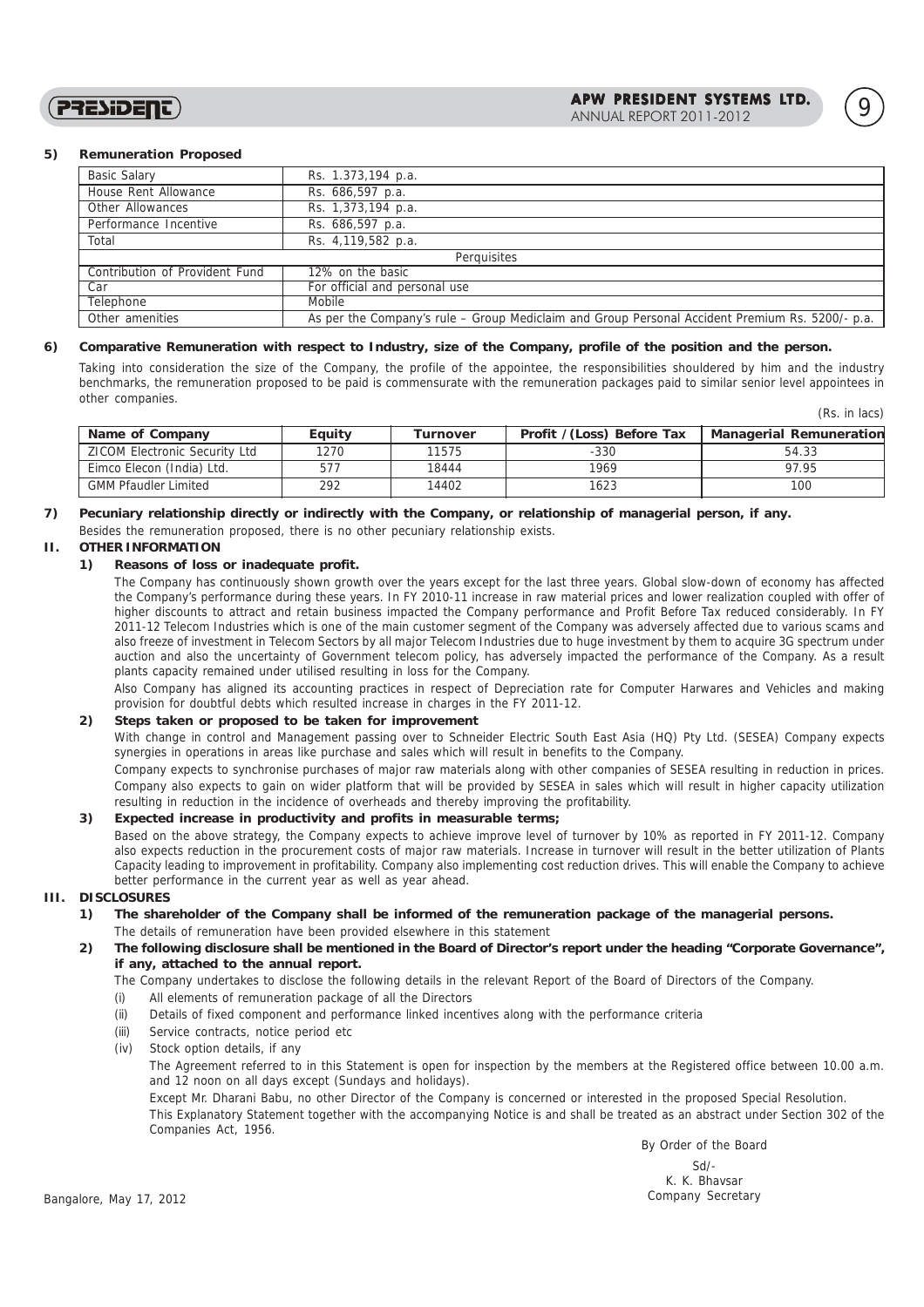**5) Remuneration Proposed**

| | |
|---|---|
| Basic Salary | Rs. 1.373,194 p.a. |
| House Rent Allowance | Rs. 686,597 p.a. |
| Other Allowances | Rs. 1,373,194 p.a. |
| Performance Incentive | Rs. 686,597 p.a. |
| Total | Rs. 4,119,582 p.a. |
| Perquisites | |
| Contribution of Provident Fund | 12% on the basic |
| Car | For official and personal use |
| Telephone | Mobile |
| Other amenities | As per the Company's rule – Group Mediclaim and Group Personal Accident Premium Rs. 5200/- p.a. |

**6) Comparative Remuneration with respect to Industry, size of the Company, profile of the position and the person.**

Taking into consideration the size of the Company, the profile of the appointee, the responsibilities shouldered by him and the industry benchmarks, the remuneration proposed to be paid is commensurate with the remuneration packages paid to similar senior level appointees in other companies.

(Rs. in lacs)

| Name of Company | Equity | Turnover | Profit / (Loss) Before Tax | Managerial Remuneration |
|---|---|---|---|---|
| ZICOM Electronic Security Ltd | 1270 | 11575 | -330 | 54.33 |
| Eimco Elecon (India) Ltd. | 577 | 18444 | 1969 | 97.95 |
| GMM Pfaudler Limited | 292 | 14402 | 1623 | 100 |

**7) Pecuniary relationship directly or indirectly with the Company, or relationship of managerial person, if any.**

Besides the remuneration proposed, there is no other pecuniary relationship exists.

**II. OTHER INFORMATION**

**1) Reasons of loss or inadequate profit.**

The Company has continuously shown growth over the years except for the last three years. Global slow-down of economy has affected the Company's performance during these years. In FY 2010-11 increase in raw material prices and lower realization coupled with offer of higher discounts to attract and retain business impacted the Company performance and Profit Before Tax reduced considerably. In FY 2011-12 Telecom Industries which is one of the main customer segment of the Company was adversely affected due to various scams and also freeze of investment in Telecom Sectors by all major Telecom Industries due to huge investment by them to acquire 3G spectrum under auction and also the uncertainty of Government telecom policy, has adversely impacted the performance of the Company. As a result plants capacity remained under utilised resulting in loss for the Company.

Also Company has aligned its accounting practices in respect of Depreciation rate for Computer Harwares and Vehicles and making provision for doubtful debts which resulted increase in charges in the FY 2011-12.

**2) Steps taken or proposed to be taken for improvement**

With change in control and Management passing over to Schneider Electric South East Asia (HQ) Pty Ltd. (SESEA) Company expects synergies in operations in areas like purchase and sales which will result in benefits to the Company.

Company expects to synchronise purchases of major raw materials along with other companies of SESEA resulting in reduction in prices. Company also expects to gain on wider platform that will be provided by SESEA in sales which will result in higher capacity utilization resulting in reduction in the incidence of overheads and thereby improving the profitability.

**3) Expected increase in productivity and profits in measurable terms;**

Based on the above strategy, the Company expects to achieve improve level of turnover by 10% as reported in FY 2011-12. Company also expects reduction in the procurement costs of major raw materials. Increase in turnover will result in the better utilization of Plants Capacity leading to improvement in profitability. Company also implementing cost reduction drives. This will enable the Company to achieve better performance in the current year as well as year ahead.

**III. DISCLOSURES**

**1) The shareholder of the Company shall be informed of the remuneration package of the managerial persons.**

The details of remuneration have been provided elsewhere in this statement

**2) The following disclosure shall be mentioned in the Board of Director's report under the heading "Corporate Governance", if any, attached to the annual report.**

The Company undertakes to disclose the following details in the relevant Report of the Board of Directors of the Company.

(i) All elements of remuneration package of all the Directors

(ii) Details of fixed component and performance linked incentives along with the performance criteria

(iii) Service contracts, notice period etc

(iv) Stock option details, if any

The Agreement referred to in this Statement is open for inspection by the members at the Registered office between 10.00 a.m. and 12 noon on all days except (Sundays and holidays).

Except Mr. Dharani Babu, no other Director of the Company is concerned or interested in the proposed Special Resolution.

This Explanatory Statement together with the accompanying Notice is and shall be treated as an abstract under Section 302 of the Companies Act, 1956.

By Order of the Board

Sd/-
K. K. Bhavsar
Company Secretary

Bangalore, May 17, 2012